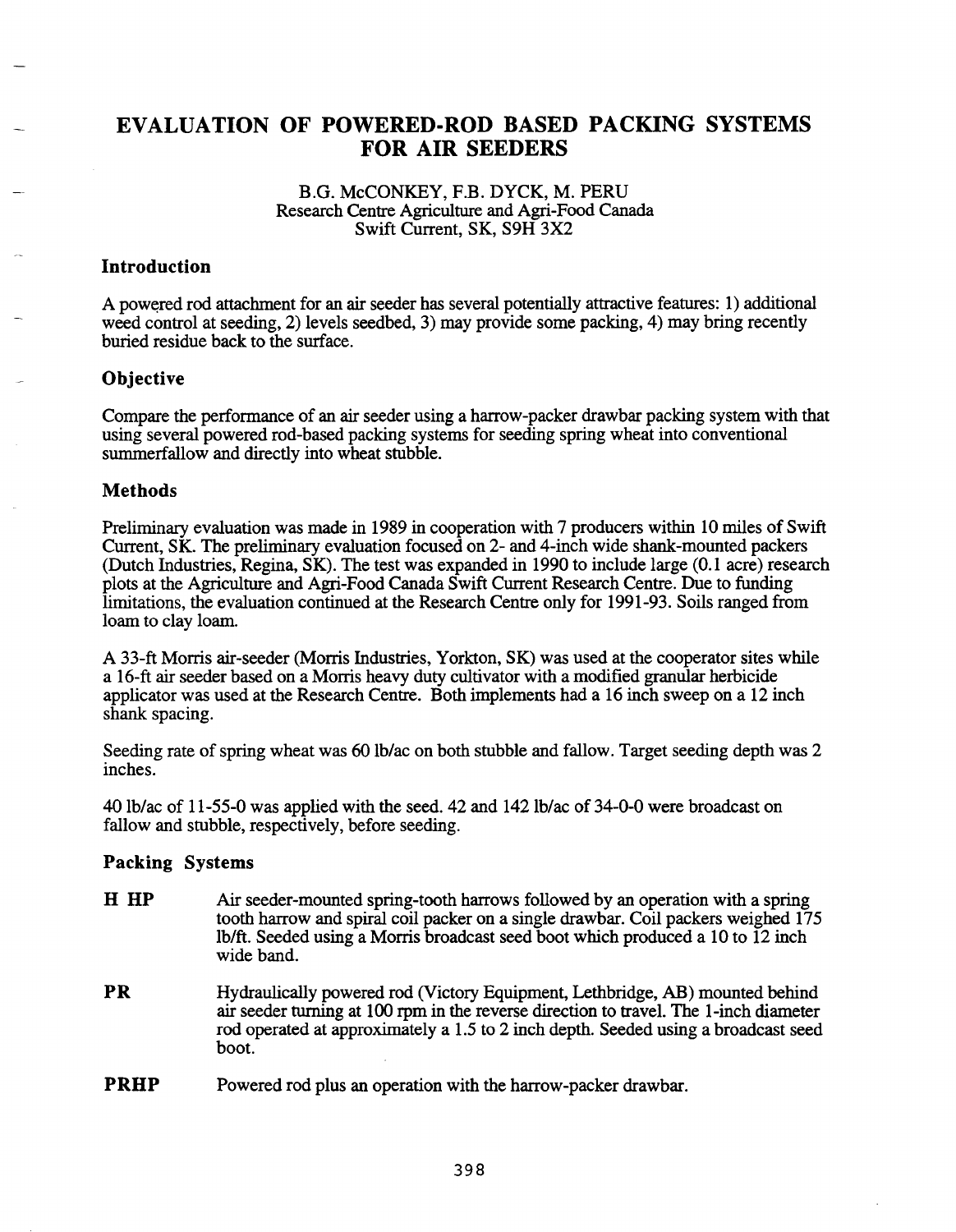# EVALUATION OF POWERED-ROD BASED PACKING SYSTEMS FOR AIR SEEDERS

B.G. McCONKEY, F.B. DYCK, M. PERU
Research Centre Agriculture and Agri-Food Canada
Swift Current, SK, S9H 3X2

## Introduction

A powered rod attachment for an air seeder has several potentially attractive features: 1) additional weed control at seeding, 2) levels seedbed, 3) may provide some packing, 4) may bring recently buried residue back to the surface.

## Objective

Compare the performance of an air seeder using a harrow-packer drawbar packing system with that using several powered rod-based packing systems for seeding spring wheat into conventional summerfallow and directly into wheat stubble.

## Methods

Preliminary evaluation was made in 1989 in cooperation with 7 producers within 10 miles of Swift Current, SK. The preliminary evaluation focused on 2- and 4-inch wide shank-mounted packers (Dutch Industries, Regina, SK). The test was expanded in 1990 to include large (0.1 acre) research plots at the Agriculture and Agri-Food Canada Swift Current Research Centre. Due to funding limitations, the evaluation continued at the Research Centre only for 1991-93. Soils ranged from loam to clay loam.

A 33-ft Morris air-seeder (Morris Industries, Yorkton, SK) was used at the cooperator sites while a 16-ft air seeder based on a Morris heavy duty cultivator with a modified granular herbicide applicator was used at the Research Centre. Both implements had a 16 inch sweep on a 12 inch shank spacing.

Seeding rate of spring wheat was 60 lb/ac on both stubble and fallow. Target seeding depth was 2 inches.

40 lb/ac of 11-55-0 was applied with the seed. 42 and 142 lb/ac of 34-0-0 were broadcast on fallow and stubble, respectively, before seeding.

## Packing Systems

**H HP** Air seeder-mounted spring-tooth harrows followed by an operation with a spring tooth harrow and spiral coil packer on a single drawbar. Coil packers weighed 175 lb/ft. Seeded using a Morris broadcast seed boot which produced a 10 to 12 inch wide band.

**PR** Hydraulically powered rod (Victory Equipment, Lethbridge, AB) mounted behind air seeder turning at 100 rpm in the reverse direction to travel. The 1-inch diameter rod operated at approximately a 1.5 to 2 inch depth. Seeded using a broadcast seed boot.

**PRHP** Powered rod plus an operation with the harrow-packer drawbar.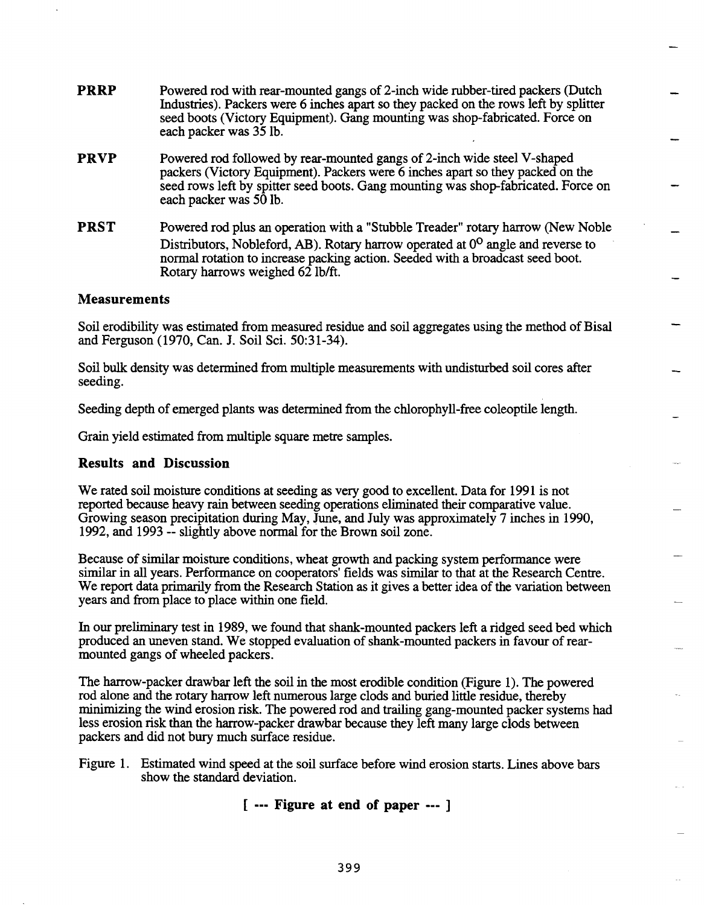**PRRP** Powered rod with rear-mounted gangs of 2-inch wide rubber-tired packers (Dutch Industries). Packers were 6 inches apart so they packed on the rows left by splitter seed boots (Victory Equipment). Gang mounting was shop-fabricated. Force on each packer was 35 lb.

**PRVP** Powered rod followed by rear-mounted gangs of 2-inch wide steel V-shaped packers (Victory Equipment). Packers were 6 inches apart so they packed on the seed rows left by spitter seed boots. Gang mounting was shop-fabricated. Force on each packer was 50 lb.

**PRST** Powered rod plus an operation with a "Stubble Treader" rotary harrow (New Noble Distributors, Nobleford, AB). Rotary harrow operated at $0^{o}$ angle and reverse to normal rotation to increase packing action. Seeded with a broadcast seed boot. Rotary harrows weighed 62 lb/ft.

### Measurements

Soil erodibility was estimated from measured residue and soil aggregates using the method of Bisal and Ferguson (1970, Can. J. Soil Sci. 50:31-34).

Soil bulk density was determined from multiple measurements with undisturbed soil cores after seeding.

Seeding depth of emerged plants was determined from the chlorophyll-free coleoptile length.

Grain yield estimated from multiple square metre samples.

### Results and Discussion

We rated soil moisture conditions at seeding as very good to excellent. Data for 1991 is not reported because heavy rain between seeding operations eliminated their comparative value. Growing season precipitation during May, June, and July was approximately 7 inches in 1990, 1992, and 1993 -- slightly above normal for the Brown soil zone.

Because of similar moisture conditions, wheat growth and packing system performance were similar in all years. Performance on cooperators' fields was similar to that at the Research Centre. We report data primarily from the Research Station as it gives a better idea of the variation between years and from place to place within one field.

In our preliminary test in 1989, we found that shank-mounted packers left a ridged seed bed which produced an uneven stand. We stopped evaluation of shank-mounted packers in favour of rear-mounted gangs of wheeled packers.

The harrow-packer drawbar left the soil in the most erodible condition (Figure 1). The powered rod alone and the rotary harrow left numerous large clods and buried little residue, thereby minimizing the wind erosion risk. The powered rod and trailing gang-mounted packer systems had less erosion risk than the harrow-packer drawbar because they left many large clods between packers and did not bury much surface residue.

Figure 1. Estimated wind speed at the soil surface before wind erosion starts. Lines above bars show the standard deviation.

**[ --- Figure at end of paper --- ]**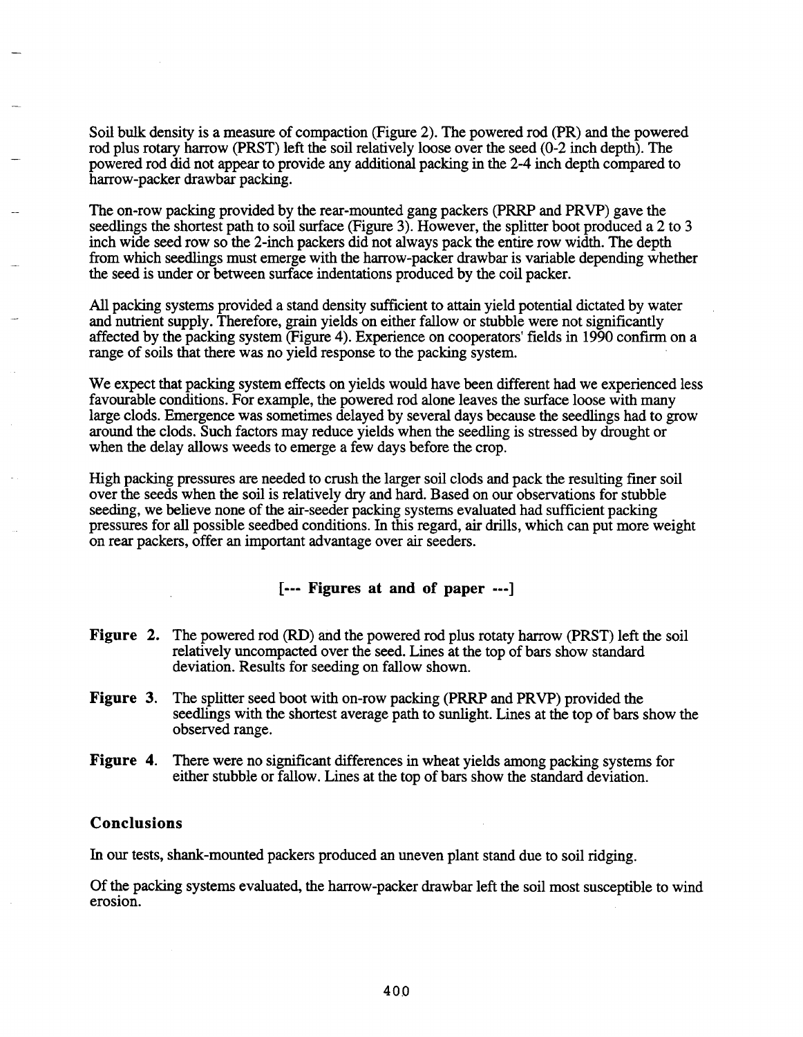Soil bulk density is a measure of compaction (Figure 2). The powered rod (PR) and the powered rod plus rotary harrow (PRST) left the soil relatively loose over the seed (0-2 inch depth). The powered rod did not appear to provide any additional packing in the 2-4 inch depth compared to harrow-packer drawbar packing.

The on-row packing provided by the rear-mounted gang packers (PRRP and PRVP) gave the seedlings the shortest path to soil surface (Figure 3). However, the splitter boot produced a 2 to 3 inch wide seed row so the 2-inch packers did not always pack the entire row width. The depth from which seedlings must emerge with the harrow-packer drawbar is variable depending whether the seed is under or between surface indentations produced by the coil packer.

All packing systems provided a stand density sufficient to attain yield potential dictated by water and nutrient supply. Therefore, grain yields on either fallow or stubble were not significantly affected by the packing system (Figure 4). Experience on cooperators' fields in 1990 confirm on a range of soils that there was no yield response to the packing system.

We expect that packing system effects on yields would have been different had we experienced less favourable conditions. For example, the powered rod alone leaves the surface loose with many large clods. Emergence was sometimes delayed by several days because the seedlings had to grow around the clods. Such factors may reduce yields when the seedling is stressed by drought or when the delay allows weeds to emerge a few days before the crop.

High packing pressures are needed to crush the larger soil clods and pack the resulting finer soil over the seeds when the soil is relatively dry and hard. Based on our observations for stubble seeding, we believe none of the air-seeder packing systems evaluated had sufficient packing pressures for all possible seedbed conditions. In this regard, air drills, which can put more weight on rear packers, offer an important advantage over air seeders.

**[--- Figures at and of paper ---]**

**Figure 2.** The powered rod (RD) and the powered rod plus rotaty harrow (PRST) left the soil relatively uncompacted over the seed. Lines at the top of bars show standard deviation. Results for seeding on fallow shown.

**Figure 3.** The splitter seed boot with on-row packing (PRRP and PRVP) provided the seedlings with the shortest average path to sunlight. Lines at the top of bars show the observed range.

**Figure 4.** There were no significant differences in wheat yields among packing systems for either stubble or fallow. Lines at the top of bars show the standard deviation.

## Conclusions

In our tests, shank-mounted packers produced an uneven plant stand due to soil ridging.

Of the packing systems evaluated, the harrow-packer drawbar left the soil most susceptible to wind erosion.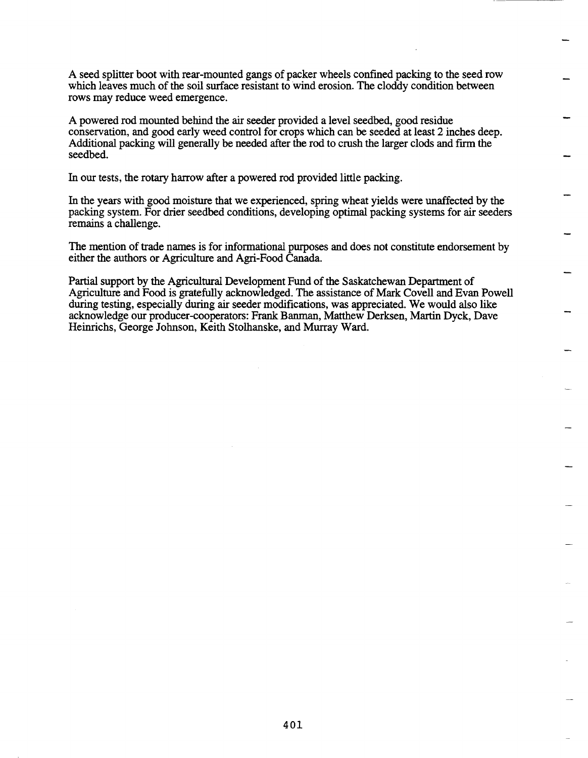A seed splitter boot with rear-mounted gangs of packer wheels confined packing to the seed row which leaves much of the soil surface resistant to wind erosion. The cloddy condition between rows may reduce weed emergence.

A powered rod mounted behind the air seeder provided a level seedbed, good residue conservation, and good early weed control for crops which can be seeded at least 2 inches deep. Additional packing will generally be needed after the rod to crush the larger clods and firm the seedbed.

In our tests, the rotary harrow after a powered rod provided little packing.

In the years with good moisture that we experienced, spring wheat yields were unaffected by the packing system. For drier seedbed conditions, developing optimal packing systems for air seeders remains a challenge.

The mention of trade names is for informational purposes and does not constitute endorsement by either the authors or Agriculture and Agri-Food Canada.

Partial support by the Agricultural Development Fund of the Saskatchewan Department of Agriculture and Food is gratefully acknowledged. The assistance of Mark Covell and Evan Powell during testing, especially during air seeder modifications, was appreciated. We would also like acknowledge our producer-cooperators: Frank Banman, Matthew Derksen, Martin Dyck, Dave Heinrichs, George Johnson, Keith Stolhanske, and Murray Ward.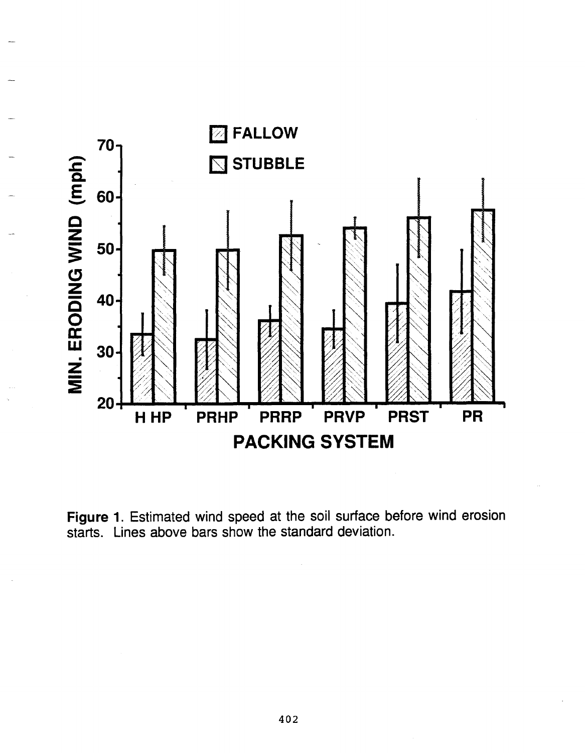Figure 1. Estimated wind speed at the soil surface before wind erosion starts. Lines above bars show the standard deviation.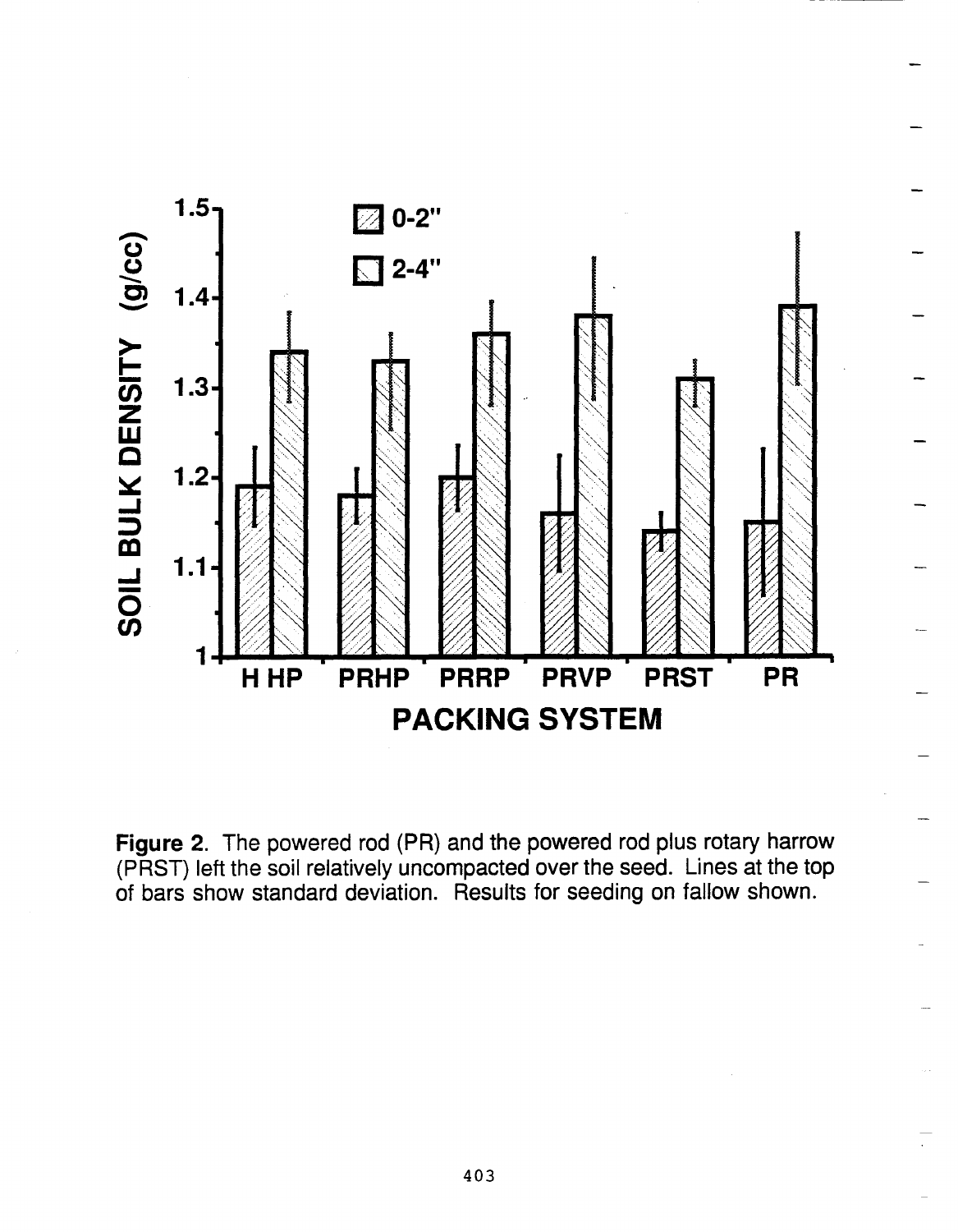**Figure 2.** The powered rod (PR) and the powered rod plus rotary harrow (PRST) left the soil relatively uncompacted over the seed. Lines at the top of bars show standard deviation. Results for seeding on fallow shown.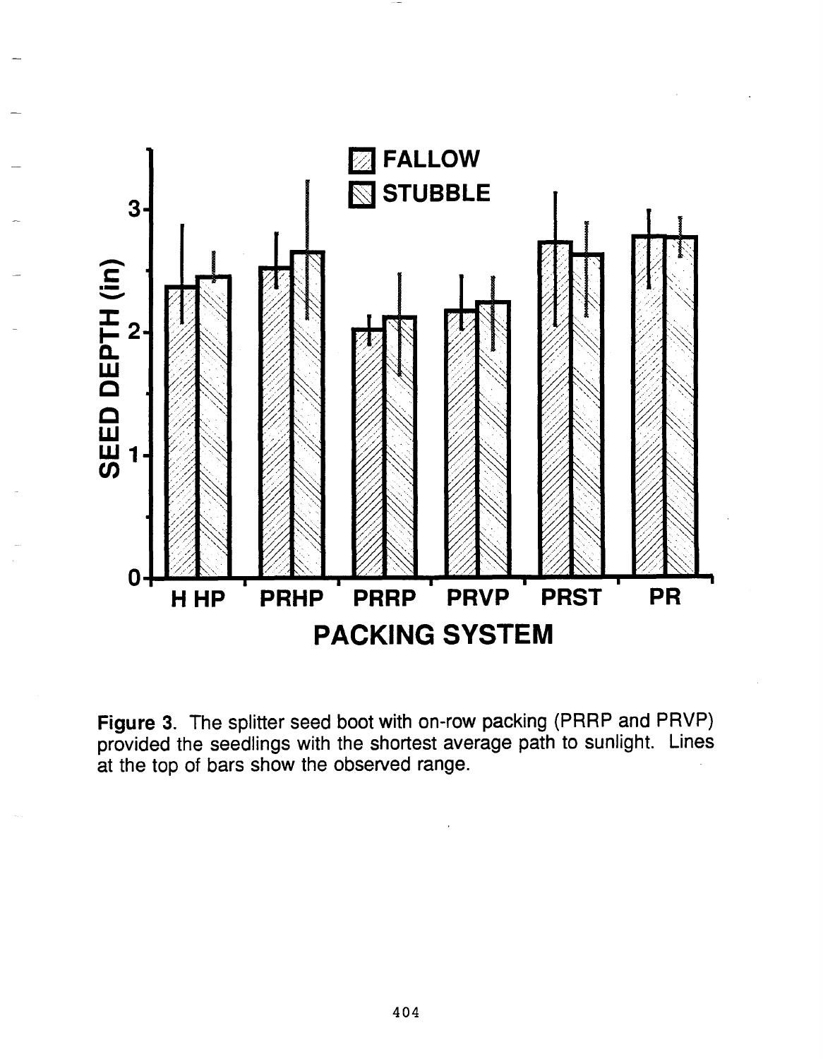**Figure 3.** The splitter seed boot with on-row packing (PRRP and PRVP) provided the seedlings with the shortest average path to sunlight. Lines at the top of bars show the observed range.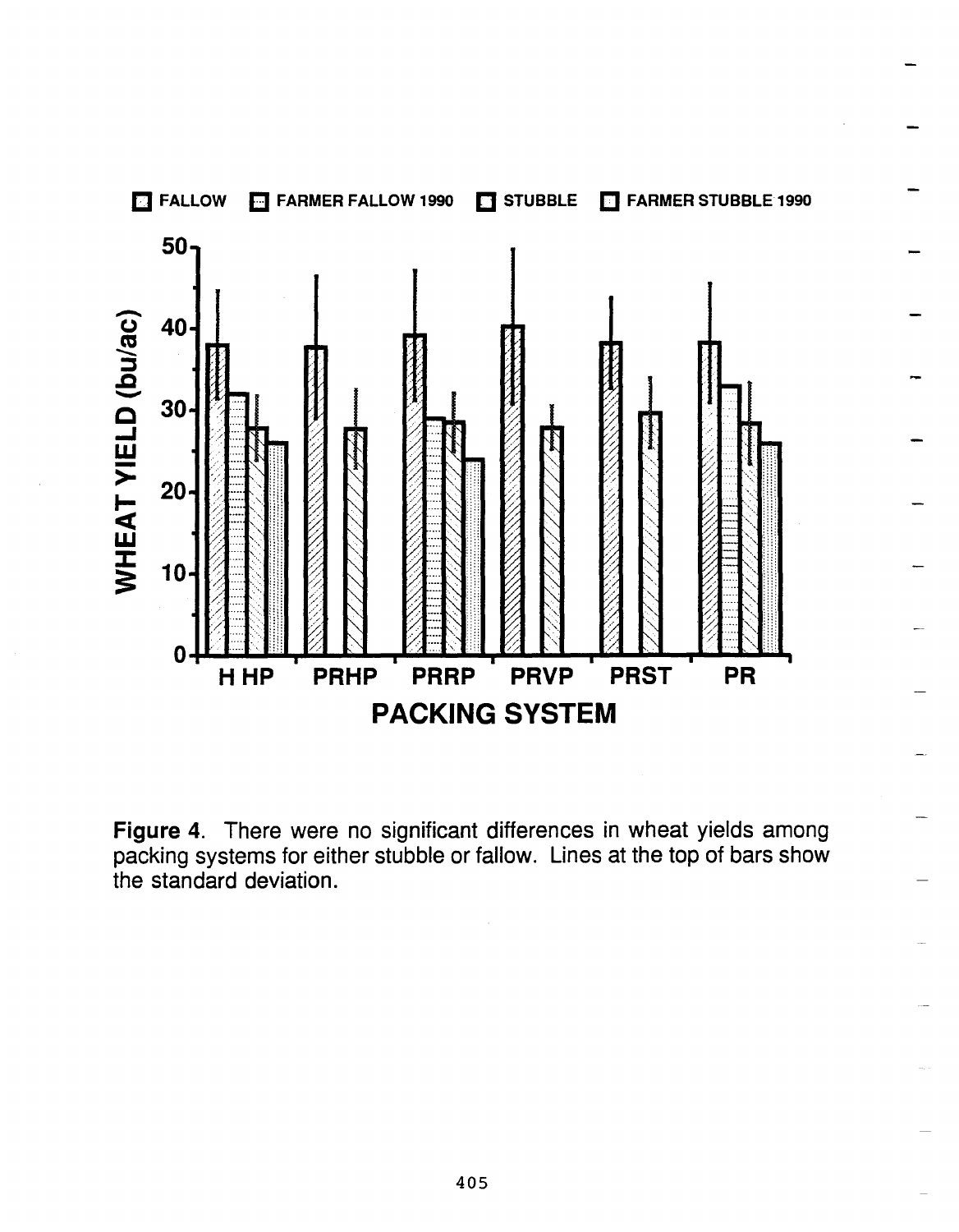FALLOW FARMER FALLOW 1990 STUBBLE FARMER STUBBLE 1990

WHEAT YIELD (bu/ac)

50

40

30

20

10

0

H HP PRHP PRRP PRVP PRST PR

PACKING SYSTEM

**Figure 4.** There were no significant differences in wheat yields among packing systems for either stubble or fallow. Lines at the top of bars show the standard deviation.